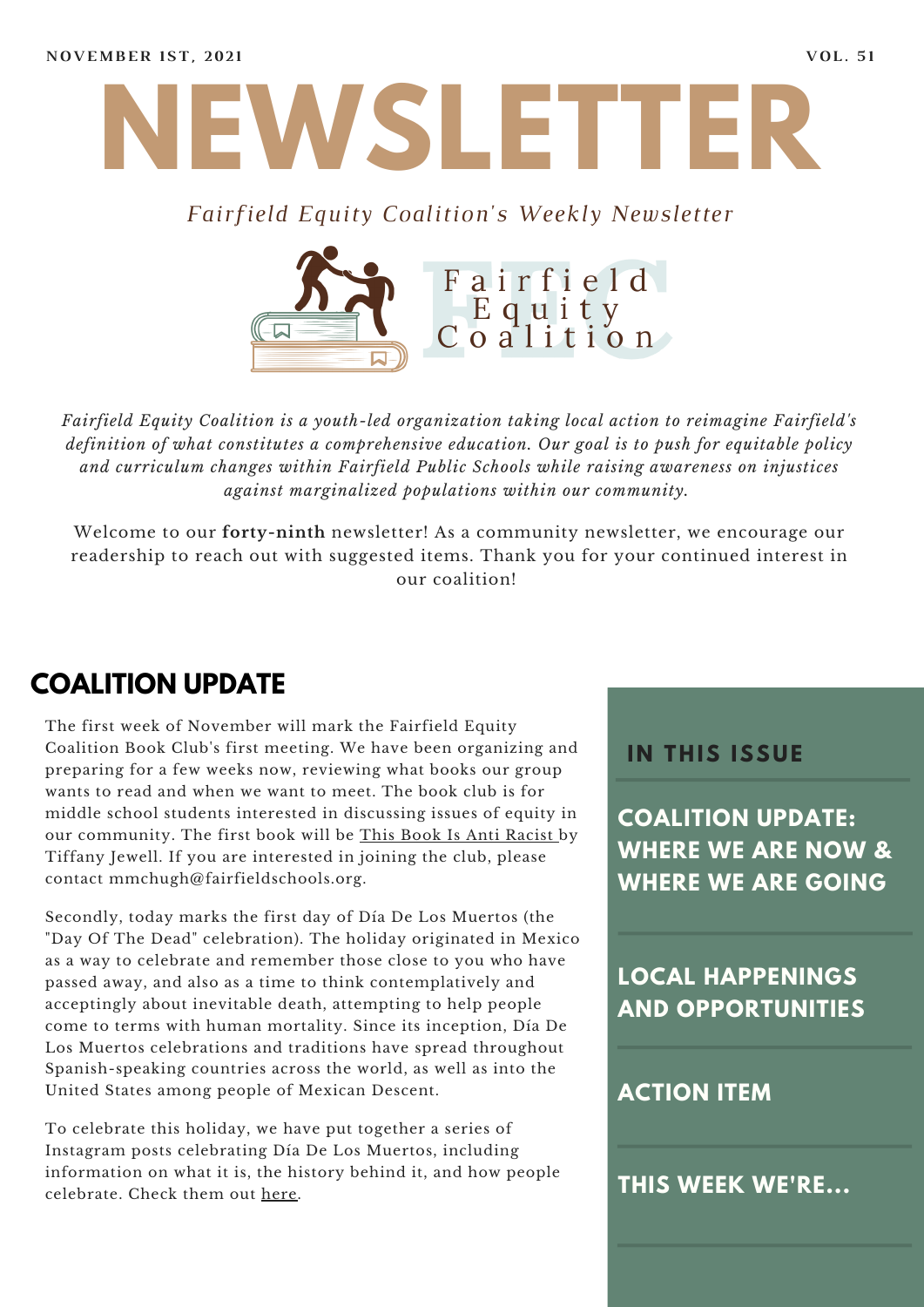NOVEMBER 1ST, 2021 VOL. 51

# NEWSLETTER

*Fairfield Equity Coalition's Weekly Newsletter*

Fairfield Equity Coalition

*Fairfield Equity Coalition is a youth-led organization taking local action to reimagine Fairfield's definition of what constitutes a comprehensive education. Our goal is to push for equitable policy and curriculum changes within Fairfield Public Schools while raising awareness on injustices against marginalized populations within our community.*

Welcome to our **forty-ninth** newsletter! As a community newsletter, we encourage our readership to reach out with suggested items. Thank you for your continued interest in our coalition!

## IN THIS ISSUE

- COALITION UPDATE: WHERE WE ARE NOW & WHERE WE ARE GOING
- LOCAL HAPPENINGS AND OPPORTUNITIES
- ACTION ITEM
- THIS WEEK WE'RE...

## COALITION UPDATE

The first week of November will mark the Fairfield Equity Coalition Book Club's first meeting. We have been organizing and preparing for a few weeks now, reviewing what books our group wants to read and when we want to meet. The book club is for middle school students interested in discussing issues of equity in our community. The first book will be This Book Is Anti Racist by Tiffany Jewell. If you are interested in joining the club, please contact mmchugh@fairfieldschools.org.

Secondly, today marks the first day of Día De Los Muertos (the "Day Of The Dead" celebration). The holiday originated in Mexico as a way to celebrate and remember those close to you who have passed away, and also as a time to think contemplatively and acceptingly about inevitable death, attempting to help people come to terms with human mortality. Since its inception, Día De Los Muertos celebrations and traditions have spread throughout Spanish-speaking countries across the world, as well as into the United States among people of Mexican Descent.

To celebrate this holiday, we have put together a series of Instagram posts celebrating Día De Los Muertos, including information on what it is, the history behind it, and how people celebrate. Check them out here.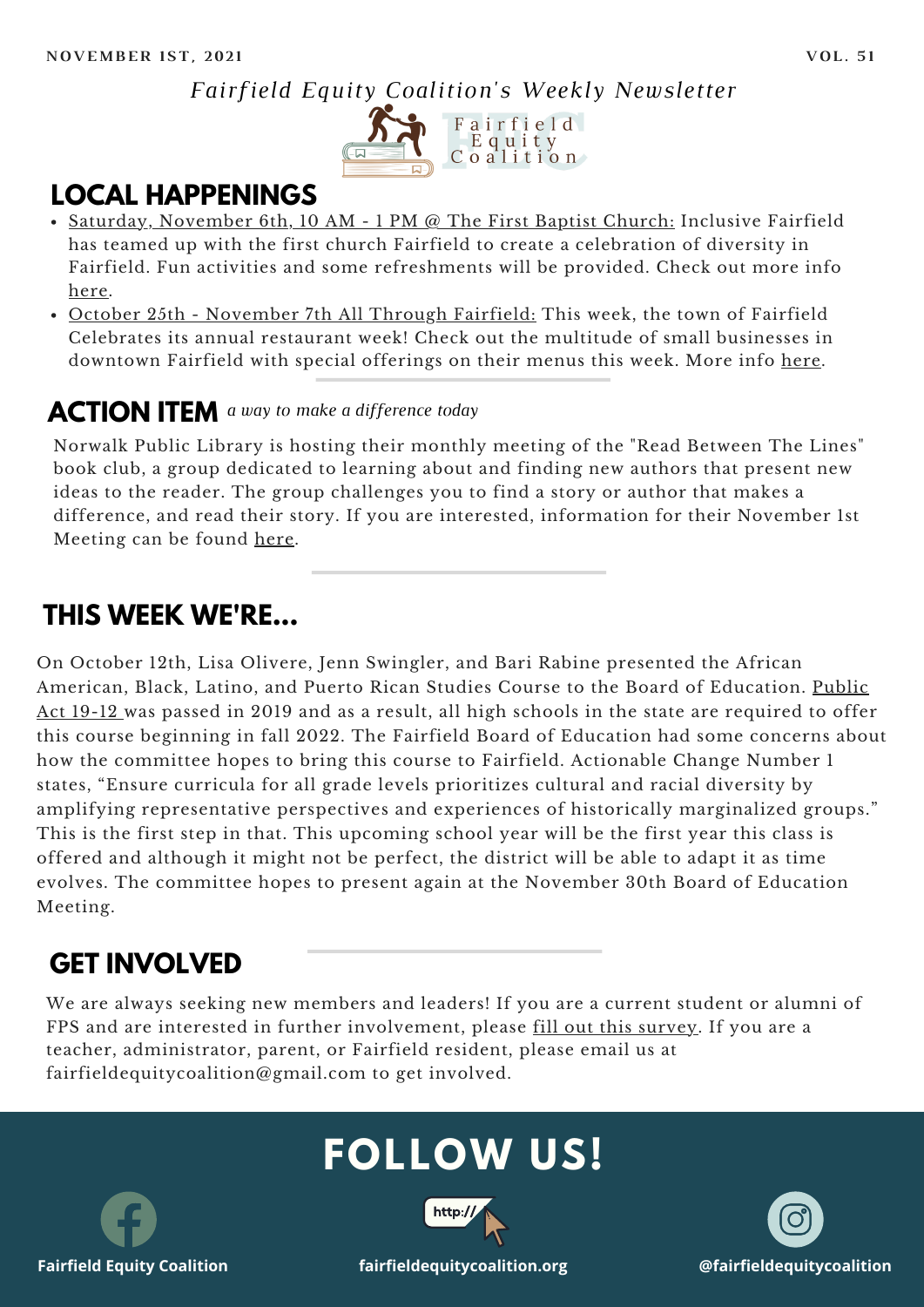NOVEMBER 1ST, 2021 VOL. 51

*Fairfield Equity Coalition's Weekly Newsletter*

Fairfield Equity Coalition

## LOCAL HAPPENINGS

- Saturday, November 6th, 10 AM - 1 PM @ The First Baptist Church: Inclusive Fairfield has teamed up with the first church Fairfield to create a celebration of diversity in Fairfield. Fun activities and some refreshments will be provided. Check out more info here.
- October 25th - November 7th All Through Fairfield: This week, the town of Fairfield Celebrates its annual restaurant week! Check out the multitude of small businesses in downtown Fairfield with special offerings on their menus this week. More info here.

## ACTION ITEM *a way to make a difference today*

Norwalk Public Library is hosting their monthly meeting of the "Read Between The Lines" book club, a group dedicated to learning about and finding new authors that present new ideas to the reader. The group challenges you to find a story or author that makes a difference, and read their story. If you are interested, information for their November 1st Meeting can be found here.

## THIS WEEK WE'RE...

On October 12th, Lisa Olivere, Jenn Swingler, and Bari Rabine presented the African American, Black, Latino, and Puerto Rican Studies Course to the Board of Education. Public Act 19-12 was passed in 2019 and as a result, all high schools in the state are required to offer this course beginning in fall 2022. The Fairfield Board of Education had some concerns about how the committee hopes to bring this course to Fairfield. Actionable Change Number 1 states, "Ensure curricula for all grade levels prioritizes cultural and racial diversity by amplifying representative perspectives and experiences of historically marginalized groups." This is the first step in that. This upcoming school year will be the first year this class is offered and although it might not be perfect, the district will be able to adapt it as time evolves. The committee hopes to present again at the November 30th Board of Education Meeting.

## GET INVOLVED

We are always seeking new members and leaders! If you are a current student or alumni of FPS and are interested in further involvement, please fill out this survey. If you are a teacher, administrator, parent, or Fairfield resident, please email us at fairfieldequitycoalition@gmail.com to get involved.

## FOLLOW US!

Fairfield Equity Coalition

http://
fairfieldequitycoalition.org

@fairfieldequitycoalition